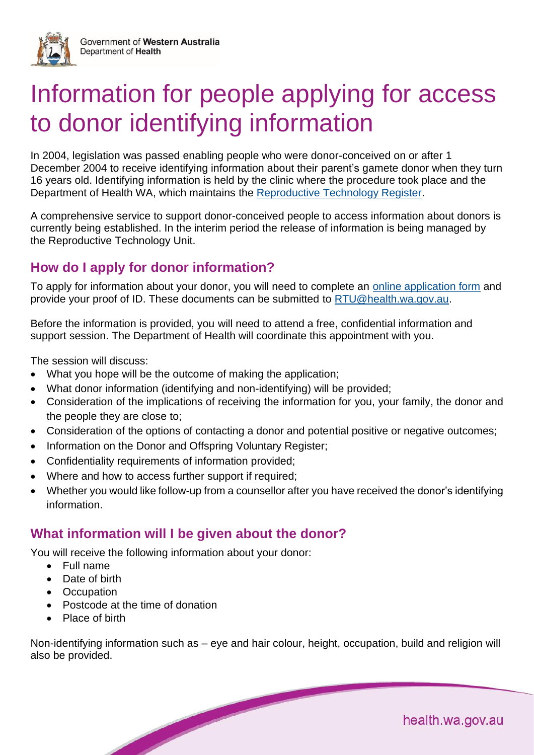Government of **Western Australia**
Department of **Health**

# Information for people applying for access to donor identifying information

In 2004, legislation was passed enabling people who were donor-conceived on or after 1 December 2004 to receive identifying information about their parent's gamete donor when they turn 16 years old. Identifying information is held by the clinic where the procedure took place and the Department of Health WA, which maintains the Reproductive Technology Register.

A comprehensive service to support donor-conceived people to access information about donors is currently being established. In the interim period the release of information is being managed by the Reproductive Technology Unit.

## How do I apply for donor information?

To apply for information about your donor, you will need to complete an online application form and provide your proof of ID. These documents can be submitted to RTU@health.wa.gov.au.

Before the information is provided, you will need to attend a free, confidential information and support session. The Department of Health will coordinate this appointment with you.

The session will discuss:

- What you hope will be the outcome of making the application;
- What donor information (identifying and non-identifying) will be provided;
- Consideration of the implications of receiving the information for you, your family, the donor and the people they are close to;
- Consideration of the options of contacting a donor and potential positive or negative outcomes;
- Information on the Donor and Offspring Voluntary Register;
- Confidentiality requirements of information provided;
- Where and how to access further support if required;
- Whether you would like follow-up from a counsellor after you have received the donor's identifying information.

## What information will I be given about the donor?

You will receive the following information about your donor:

- Full name
- Date of birth
- Occupation
- Postcode at the time of donation
- Place of birth

Non-identifying information such as – eye and hair colour, height, occupation, build and religion will also be provided.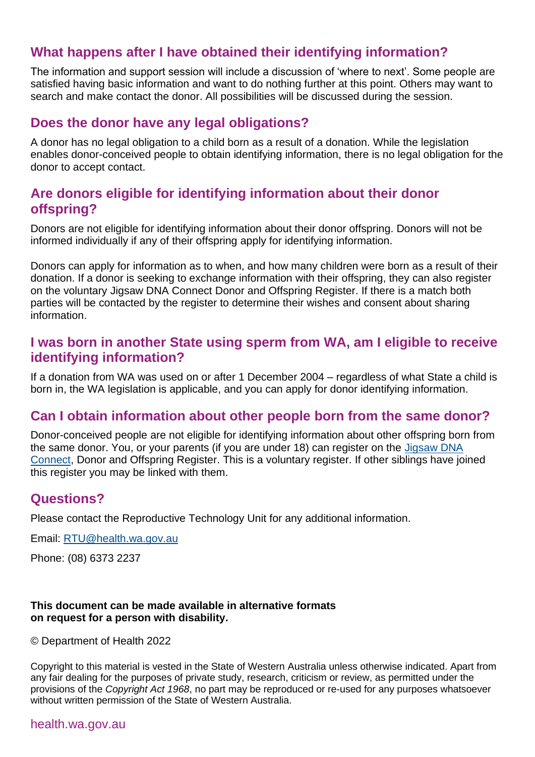## What happens after I have obtained their identifying information?

The information and support session will include a discussion of 'where to next'. Some people are satisfied having basic information and want to do nothing further at this point. Others may want to search and make contact the donor. All possibilities will be discussed during the session.

## Does the donor have any legal obligations?

A donor has no legal obligation to a child born as a result of a donation. While the legislation enables donor-conceived people to obtain identifying information, there is no legal obligation for the donor to accept contact.

## Are donors eligible for identifying information about their donor offspring?

Donors are not eligible for identifying information about their donor offspring. Donors will not be informed individually if any of their offspring apply for identifying information.

Donors can apply for information as to when, and how many children were born as a result of their donation. If a donor is seeking to exchange information with their offspring, they can also register on the voluntary Jigsaw DNA Connect Donor and Offspring Register. If there is a match both parties will be contacted by the register to determine their wishes and consent about sharing information.

## I was born in another State using sperm from WA, am I eligible to receive identifying information?

If a donation from WA was used on or after 1 December 2004 – regardless of what State a child is born in, the WA legislation is applicable, and you can apply for donor identifying information.

## Can I obtain information about other people born from the same donor?

Donor-conceived people are not eligible for identifying information about other offspring born from the same donor. You, or your parents (if you are under 18) can register on the Jigsaw DNA Connect, Donor and Offspring Register. This is a voluntary register. If other siblings have joined this register you may be linked with them.

## Questions?

Please contact the Reproductive Technology Unit for any additional information.

Email: RTU@health.wa.gov.au

Phone: (08) 6373 2237

**This document can be made available in alternative formats on request for a person with disability.**

© Department of Health 2022

Copyright to this material is vested in the State of Western Australia unless otherwise indicated. Apart from any fair dealing for the purposes of private study, research, criticism or review, as permitted under the provisions of the *Copyright Act 1968*, no part may be reproduced or re-used for any purposes whatsoever without written permission of the State of Western Australia.

health.wa.gov.au